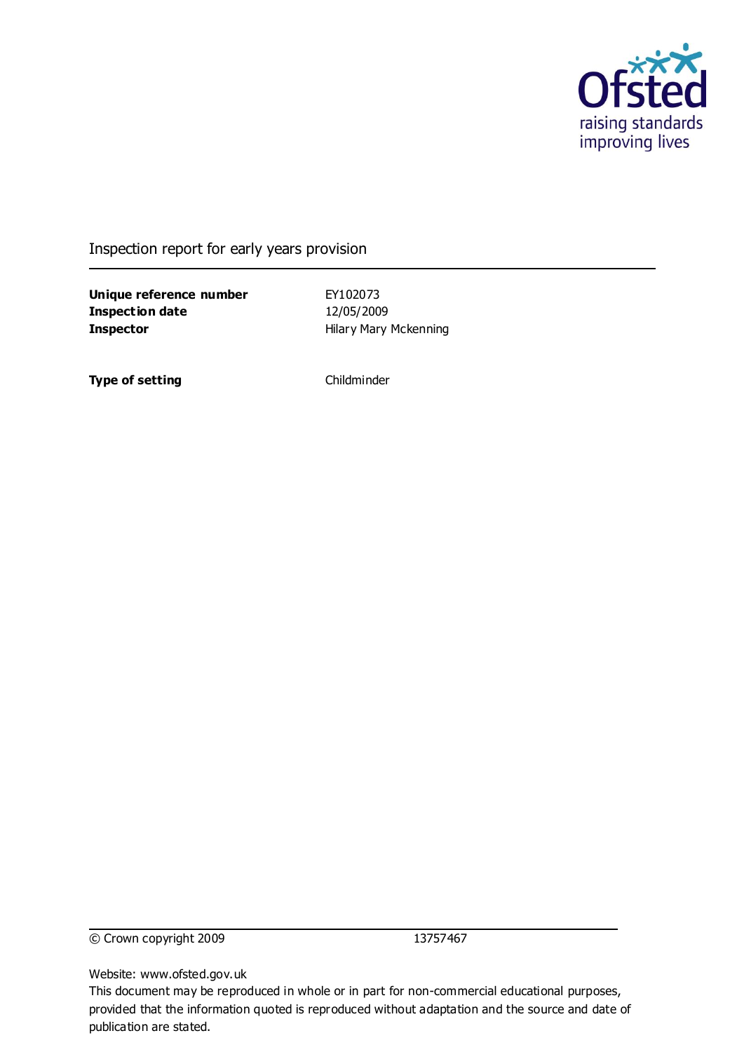Ofsted
raising standards
improving lives

# Inspection report for early years provision

| | |
|---|---|
| **Unique reference number** | EY102073 |
| **Inspection date** | 12/05/2009 |
| **Inspector** | Hilary Mary Mckenning |

| | |
|---|---|
| **Type of setting** | Childminder |

© Crown copyright 2009 13757467

Website: www.ofsted.gov.uk

This document may be reproduced in whole or in part for non-commercial educational purposes, provided that the information quoted is reproduced without adaptation and the source and date of publication are stated.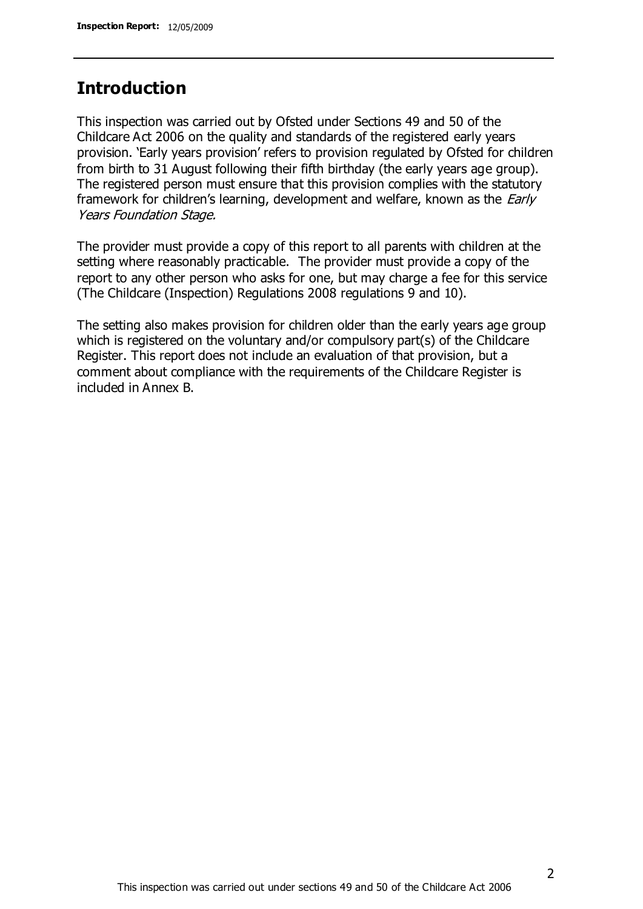## Introduction

This inspection was carried out by Ofsted under Sections 49 and 50 of the Childcare Act 2006 on the quality and standards of the registered early years provision. 'Early years provision' refers to provision regulated by Ofsted for children from birth to 31 August following their fifth birthday (the early years age group). The registered person must ensure that this provision complies with the statutory framework for children's learning, development and welfare, known as the *Early Years Foundation Stage.*

The provider must provide a copy of this report to all parents with children at the setting where reasonably practicable. The provider must provide a copy of the report to any other person who asks for one, but may charge a fee for this service (The Childcare (Inspection) Regulations 2008 regulations 9 and 10).

The setting also makes provision for children older than the early years age group which is registered on the voluntary and/or compulsory part(s) of the Childcare Register. This report does not include an evaluation of that provision, but a comment about compliance with the requirements of the Childcare Register is included in Annex B.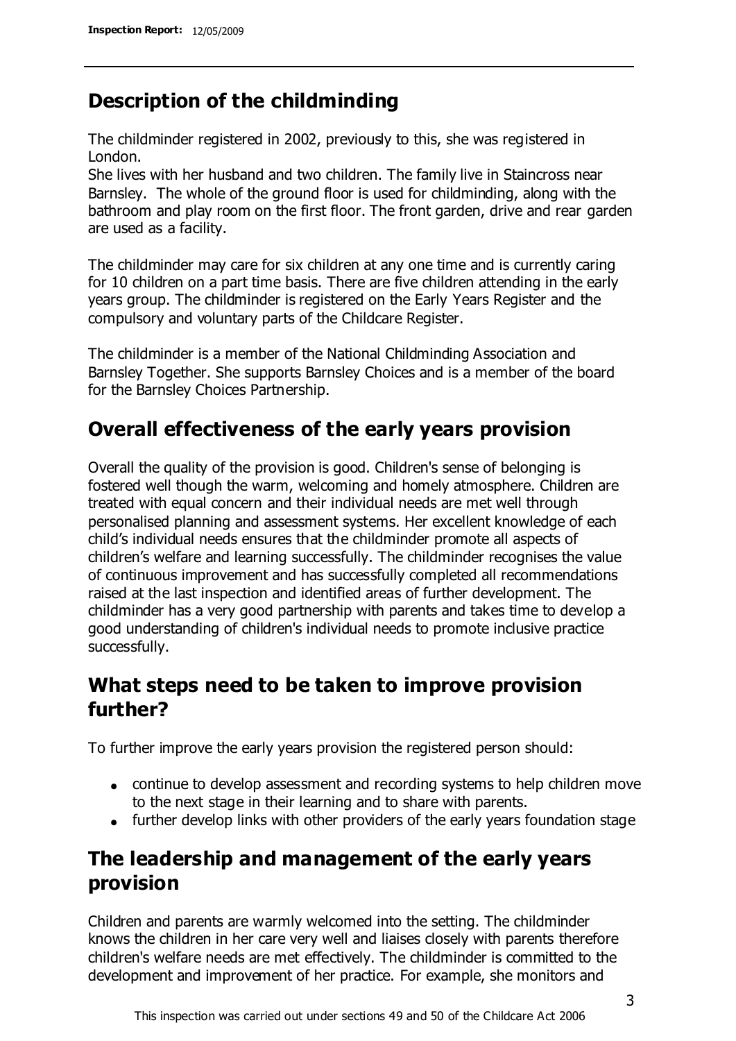## Description of the childminding

The childminder registered in 2002, previously to this, she was registered in London.
She lives with her husband and two children. The family live in Staincross near Barnsley. The whole of the ground floor is used for childminding, along with the bathroom and play room on the first floor. The front garden, drive and rear garden are used as a facility.

The childminder may care for six children at any one time and is currently caring for 10 children on a part time basis. There are five children attending in the early years group. The childminder is registered on the Early Years Register and the compulsory and voluntary parts of the Childcare Register.

The childminder is a member of the National Childminding Association and Barnsley Together. She supports Barnsley Choices and is a member of the board for the Barnsley Choices Partnership.

## Overall effectiveness of the early years provision

Overall the quality of the provision is good. Children's sense of belonging is fostered well though the warm, welcoming and homely atmosphere. Children are treated with equal concern and their individual needs are met well through personalised planning and assessment systems. Her excellent knowledge of each child's individual needs ensures that the childminder promote all aspects of children's welfare and learning successfully. The childminder recognises the value of continuous improvement and has successfully completed all recommendations raised at the last inspection and identified areas of further development. The childminder has a very good partnership with parents and takes time to develop a good understanding of children's individual needs to promote inclusive practice successfully.

## What steps need to be taken to improve provision further?

To further improve the early years provision the registered person should:

- continue to develop assessment and recording systems to help children move to the next stage in their learning and to share with parents.
- further develop links with other providers of the early years foundation stage

## The leadership and management of the early years provision

Children and parents are warmly welcomed into the setting. The childminder knows the children in her care very well and liaises closely with parents therefore children's welfare needs are met effectively. The childminder is committed to the development and improvement of her practice. For example, she monitors and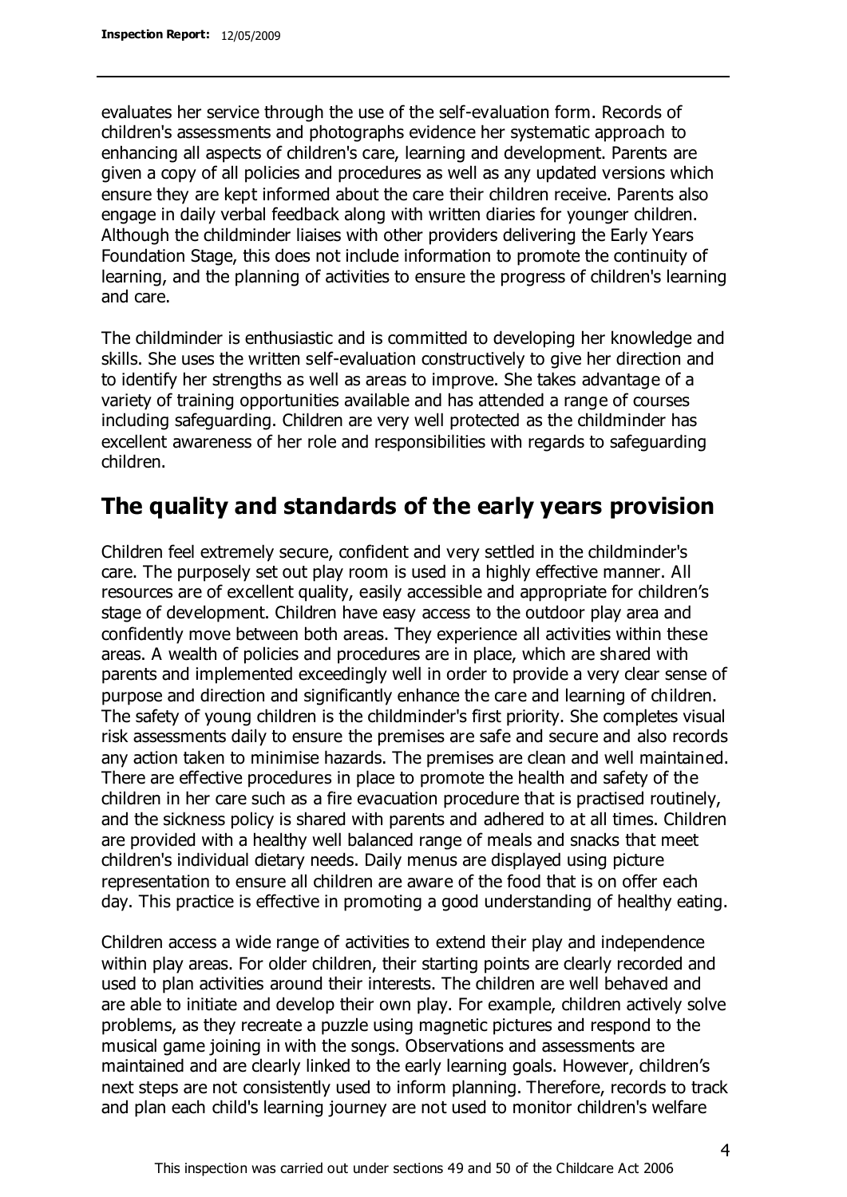evaluates her service through the use of the self-evaluation form. Records of children's assessments and photographs evidence her systematic approach to enhancing all aspects of children's care, learning and development. Parents are given a copy of all policies and procedures as well as any updated versions which ensure they are kept informed about the care their children receive. Parents also engage in daily verbal feedback along with written diaries for younger children. Although the childminder liaises with other providers delivering the Early Years Foundation Stage, this does not include information to promote the continuity of learning, and the planning of activities to ensure the progress of children's learning and care.

The childminder is enthusiastic and is committed to developing her knowledge and skills. She uses the written self-evaluation constructively to give her direction and to identify her strengths as well as areas to improve. She takes advantage of a variety of training opportunities available and has attended a range of courses including safeguarding. Children are very well protected as the childminder has excellent awareness of her role and responsibilities with regards to safeguarding children.

## The quality and standards of the early years provision

Children feel extremely secure, confident and very settled in the childminder's care. The purposely set out play room is used in a highly effective manner. All resources are of excellent quality, easily accessible and appropriate for children's stage of development. Children have easy access to the outdoor play area and confidently move between both areas. They experience all activities within these areas. A wealth of policies and procedures are in place, which are shared with parents and implemented exceedingly well in order to provide a very clear sense of purpose and direction and significantly enhance the care and learning of children. The safety of young children is the childminder's first priority. She completes visual risk assessments daily to ensure the premises are safe and secure and also records any action taken to minimise hazards. The premises are clean and well maintained. There are effective procedures in place to promote the health and safety of the children in her care such as a fire evacuation procedure that is practised routinely, and the sickness policy is shared with parents and adhered to at all times. Children are provided with a healthy well balanced range of meals and snacks that meet children's individual dietary needs. Daily menus are displayed using picture representation to ensure all children are aware of the food that is on offer each day. This practice is effective in promoting a good understanding of healthy eating.

Children access a wide range of activities to extend their play and independence within play areas. For older children, their starting points are clearly recorded and used to plan activities around their interests. The children are well behaved and are able to initiate and develop their own play. For example, children actively solve problems, as they recreate a puzzle using magnetic pictures and respond to the musical game joining in with the songs. Observations and assessments are maintained and are clearly linked to the early learning goals. However, children's next steps are not consistently used to inform planning. Therefore, records to track and plan each child's learning journey are not used to monitor children's welfare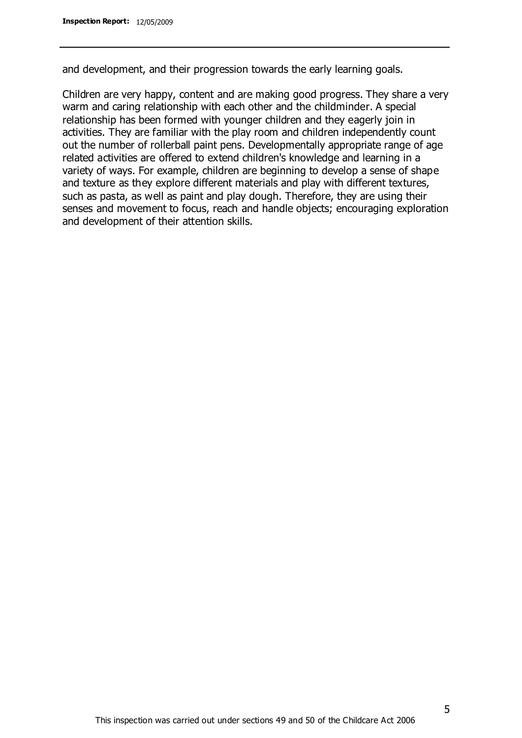and development, and their progression towards the early learning goals.

Children are very happy, content and are making good progress. They share a very warm and caring relationship with each other and the childminder. A special relationship has been formed with younger children and they eagerly join in activities. They are familiar with the play room and children independently count out the number of rollerball paint pens. Developmentally appropriate range of age related activities are offered to extend children's knowledge and learning in a variety of ways. For example, children are beginning to develop a sense of shape and texture as they explore different materials and play with different textures, such as pasta, as well as paint and play dough. Therefore, they are using their senses and movement to focus, reach and handle objects; encouraging exploration and development of their attention skills.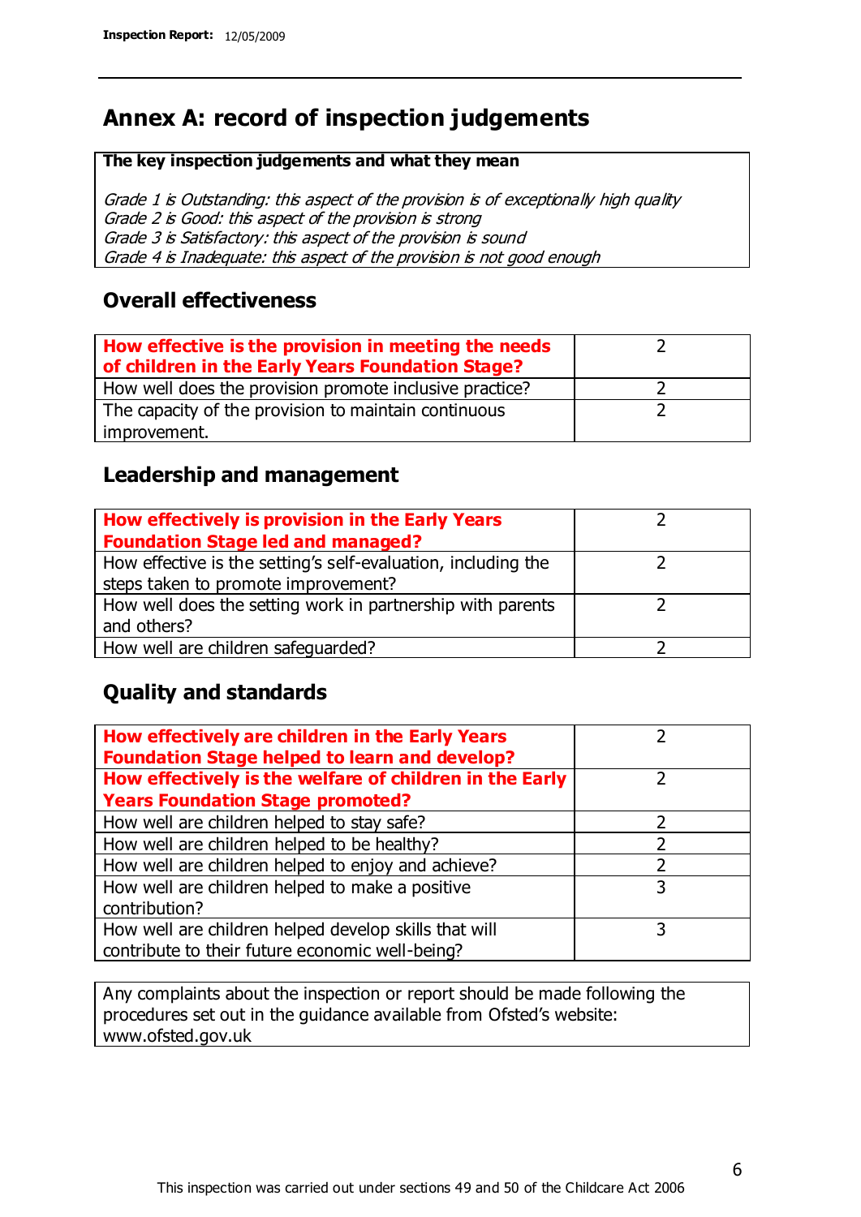## Annex A: record of inspection judgements

**The key inspection judgements and what they mean**

*Grade 1 is Outstanding: this aspect of the provision is of exceptionally high quality*
*Grade 2 is Good: this aspect of the provision is strong*
*Grade 3 is Satisfactory: this aspect of the provision is sound*
*Grade 4 is Inadequate: this aspect of the provision is not good enough*

### Overall effectiveness

| | |
|---|---|
| **How effective is the provision in meeting the needs of children in the Early Years Foundation Stage?** | 2 |
| How well does the provision promote inclusive practice? | 2 |
| The capacity of the provision to maintain continuous improvement. | 2 |

### Leadership and management

| | |
|---|---|
| **How effectively is provision in the Early Years Foundation Stage led and managed?** | 2 |
| How effective is the setting's self-evaluation, including the steps taken to promote improvement? | 2 |
| How well does the setting work in partnership with parents and others? | 2 |
| How well are children safeguarded? | 2 |

### Quality and standards

| | |
|---|---|
| **How effectively are children in the Early Years Foundation Stage helped to learn and develop?** | 2 |
| **How effectively is the welfare of children in the Early Years Foundation Stage promoted?** | 2 |
| How well are children helped to stay safe? | 2 |
| How well are children helped to be healthy? | 2 |
| How well are children helped to enjoy and achieve? | 2 |
| How well are children helped to make a positive contribution? | 3 |
| How well are children helped develop skills that will contribute to their future economic well-being? | 3 |

Any complaints about the inspection or report should be made following the procedures set out in the guidance available from Ofsted's website: www.ofsted.gov.uk

This inspection was carried out under sections 49 and 50 of the Childcare Act 2006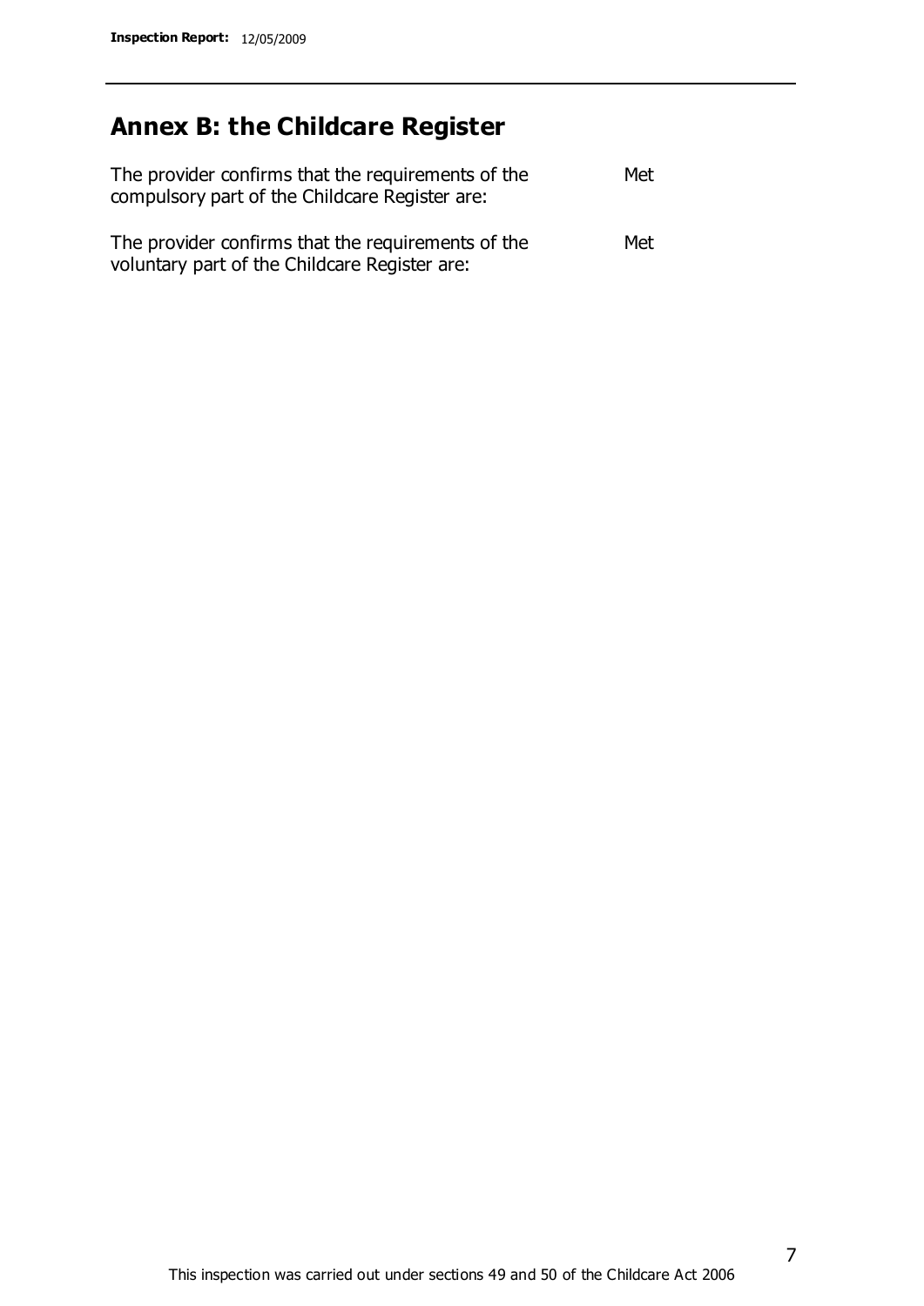## Annex B: the Childcare Register

| | |
|---|---|
| The provider confirms that the requirements of the compulsory part of the Childcare Register are: | Met |
| The provider confirms that the requirements of the voluntary part of the Childcare Register are: | Met |

This inspection was carried out under sections 49 and 50 of the Childcare Act 2006